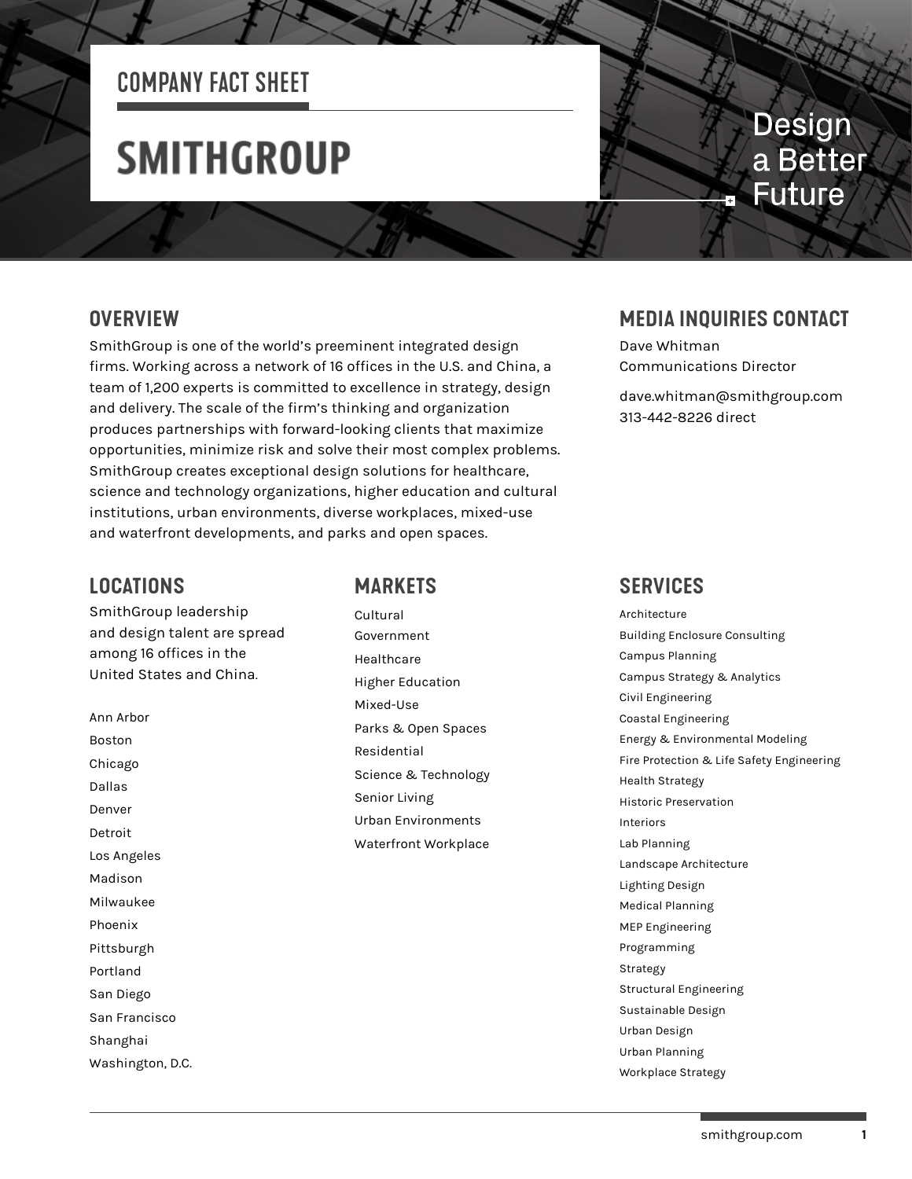# COMPANY FACT SHEET

# SMITHGROUP

Design a Better Future

## OVERVIEW

SmithGroup is one of the world's preeminent integrated design firms. Working across a network of 16 offices in the U.S. and China, a team of 1,200 experts is committed to excellence in strategy, design and delivery. The scale of the firm's thinking and organization produces partnerships with forward-looking clients that maximize opportunities, minimize risk and solve their most complex problems. SmithGroup creates exceptional design solutions for healthcare, science and technology organizations, higher education and cultural institutions, urban environments, diverse workplaces, mixed-use and waterfront developments, and parks and open spaces.

## MEDIA INQUIRIES CONTACT

Dave Whitman
Communications Director

dave.whitman@smithgroup.com
313-442-8226 direct

## LOCATIONS

SmithGroup leadership and design talent are spread among 16 offices in the United States and China.

- Ann Arbor
- Boston
- Chicago
- Dallas
- Denver
- Detroit
- Los Angeles
- Madison
- Milwaukee
- Phoenix
- Pittsburgh
- Portland
- San Diego
- San Francisco
- Shanghai
- Washington, D.C.

## MARKETS

- Cultural
- Government
- Healthcare
- Higher Education
- Mixed-Use
- Parks & Open Spaces
- Residential
- Science & Technology
- Senior Living
- Urban Environments
- Waterfront Workplace

## SERVICES

- Architecture
- Building Enclosure Consulting
- Campus Planning
- Campus Strategy & Analytics
- Civil Engineering
- Coastal Engineering
- Energy & Environmental Modeling
- Fire Protection & Life Safety Engineering
- Health Strategy
- Historic Preservation
- Interiors
- Lab Planning
- Landscape Architecture
- Lighting Design
- Medical Planning
- MEP Engineering
- Programming
- Strategy
- Structural Engineering
- Sustainable Design
- Urban Design
- Urban Planning
- Workplace Strategy

smithgroup.com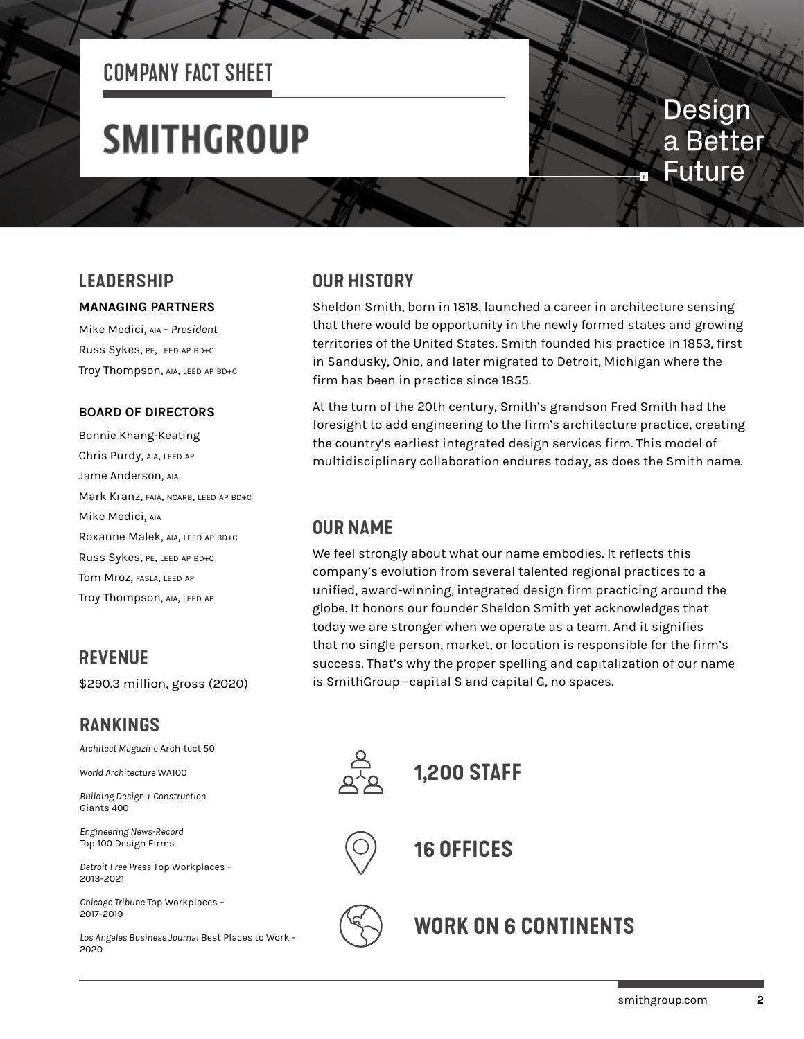## COMPANY FACT SHEET

# SMITHGROUP

Design a Better Future

## LEADERSHIP

**MANAGING PARTNERS**

Mike Medici, AIA - *President*
Russ Sykes, PE, LEED AP BD+C
Troy Thompson, AIA, LEED AP BD+C

**BOARD OF DIRECTORS**

Bonnie Khang-Keating
Chris Purdy, AIA, LEED AP
Jame Anderson, AIA
Mark Kranz, FAIA, NCARB, LEED AP BD+C
Mike Medici, AIA
Roxanne Malek, AIA, LEED AP BD+C
Russ Sykes, PE, LEED AP BD+C
Tom Mroz, FASLA, LEED AP
Troy Thompson, AIA, LEED AP

## REVENUE

$290.3 million, gross (2020)

## RANKINGS

*Architect Magazine* Architect 50

*World Architecture* WA100

*Building Design + Construction* Giants 400

*Engineering News-Record* Top 100 Design Firms

*Detroit Free Press* Top Workplaces – 2013-2021

*Chicago Tribune* Top Workplaces – 2017-2019

*Los Angeles Business Journal* Best Places to Work - 2020

## OUR HISTORY

Sheldon Smith, born in 1818, launched a career in architecture sensing that there would be opportunity in the newly formed states and growing territories of the United States. Smith founded his practice in 1853, first in Sandusky, Ohio, and later migrated to Detroit, Michigan where the firm has been in practice since 1855.

At the turn of the 20th century, Smith's grandson Fred Smith had the foresight to add engineering to the firm's architecture practice, creating the country's earliest integrated design services firm. This model of multidisciplinary collaboration endures today, as does the Smith name.

## OUR NAME

We feel strongly about what our name embodies. It reflects this company's evolution from several talented regional practices to a unified, award-winning, integrated design firm practicing around the globe. It honors our founder Sheldon Smith yet acknowledges that today we are stronger when we operate as a team. And it signifies that no single person, market, or location is responsible for the firm's success. That's why the proper spelling and capitalization of our name is SmithGroup—capital S and capital G, no spaces.

**1,200 STAFF**

**16 OFFICES**

**WORK ON 6 CONTINENTS**

smithgroup.com